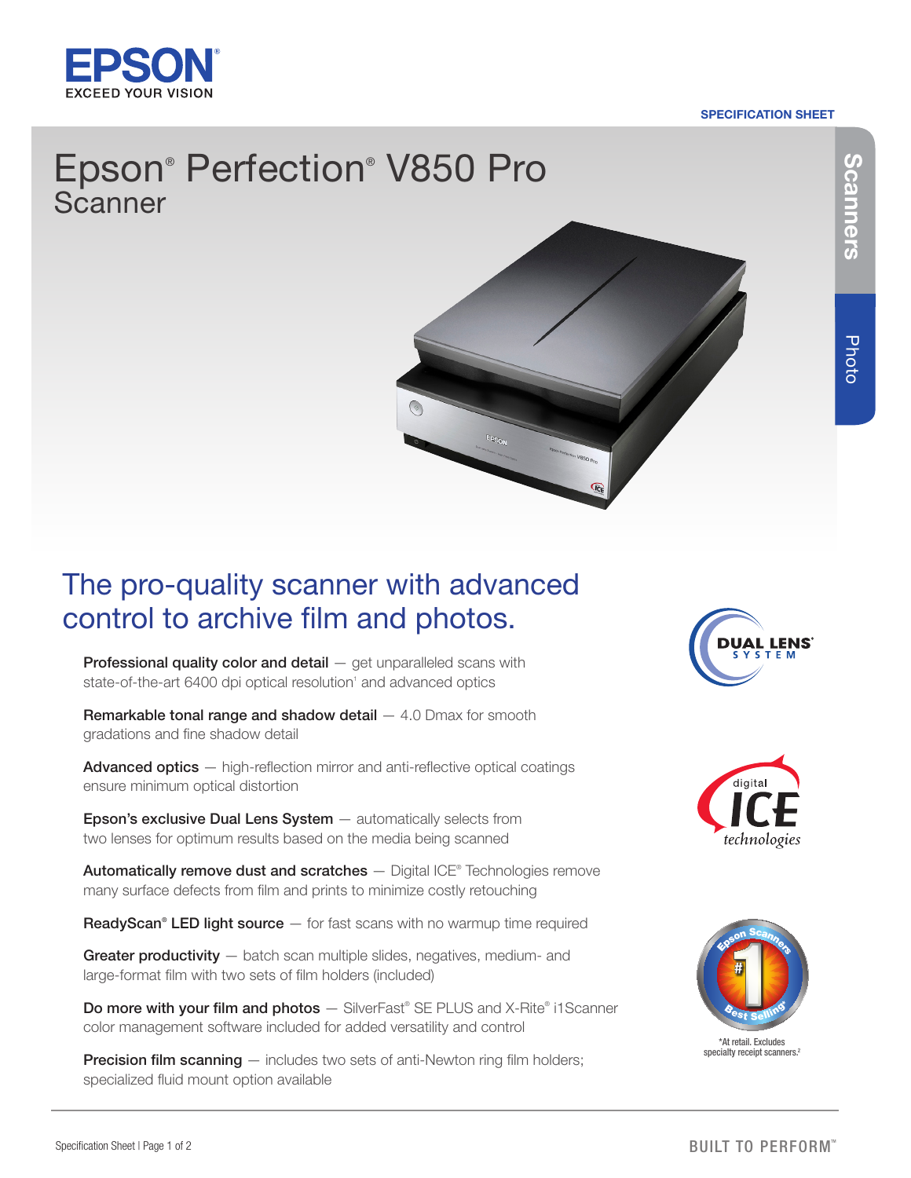EPSON
EXCEED YOUR VISION

SPECIFICATION SHEET

# Epson® Perfection® V850 Pro Scanner

## The pro-quality scanner with advanced control to archive film and photos.

**Professional quality color and detail** — get unparalleled scans with state-of-the-art 6400 dpi optical resolution[1] and advanced optics

**Remarkable tonal range and shadow detail** — 4.0 Dmax for smooth gradations and fine shadow detail

**Advanced optics** — high-reflection mirror and anti-reflective optical coatings ensure minimum optical distortion

**Epson's exclusive Dual Lens System** — automatically selects from two lenses for optimum results based on the media being scanned

**Automatically remove dust and scratches** — Digital ICE® Technologies remove many surface defects from film and prints to minimize costly retouching

**ReadyScan® LED light source** — for fast scans with no warmup time required

**Greater productivity** — batch scan multiple slides, negatives, medium- and large-format film with two sets of film holders (included)

**Do more with your film and photos** — SilverFast® SE PLUS and X-Rite® i1Scanner color management software included for added versatility and control

**Precision film scanning** — includes two sets of anti-Newton ring film holders; specialized fluid mount option available

DUAL LENS® SYSTEM

digital ICE technologies

Epson Scanners #1 Best Selling*

*At retail. Excludes specialty receipt scanners.[2]

BUILT TO PERFORM™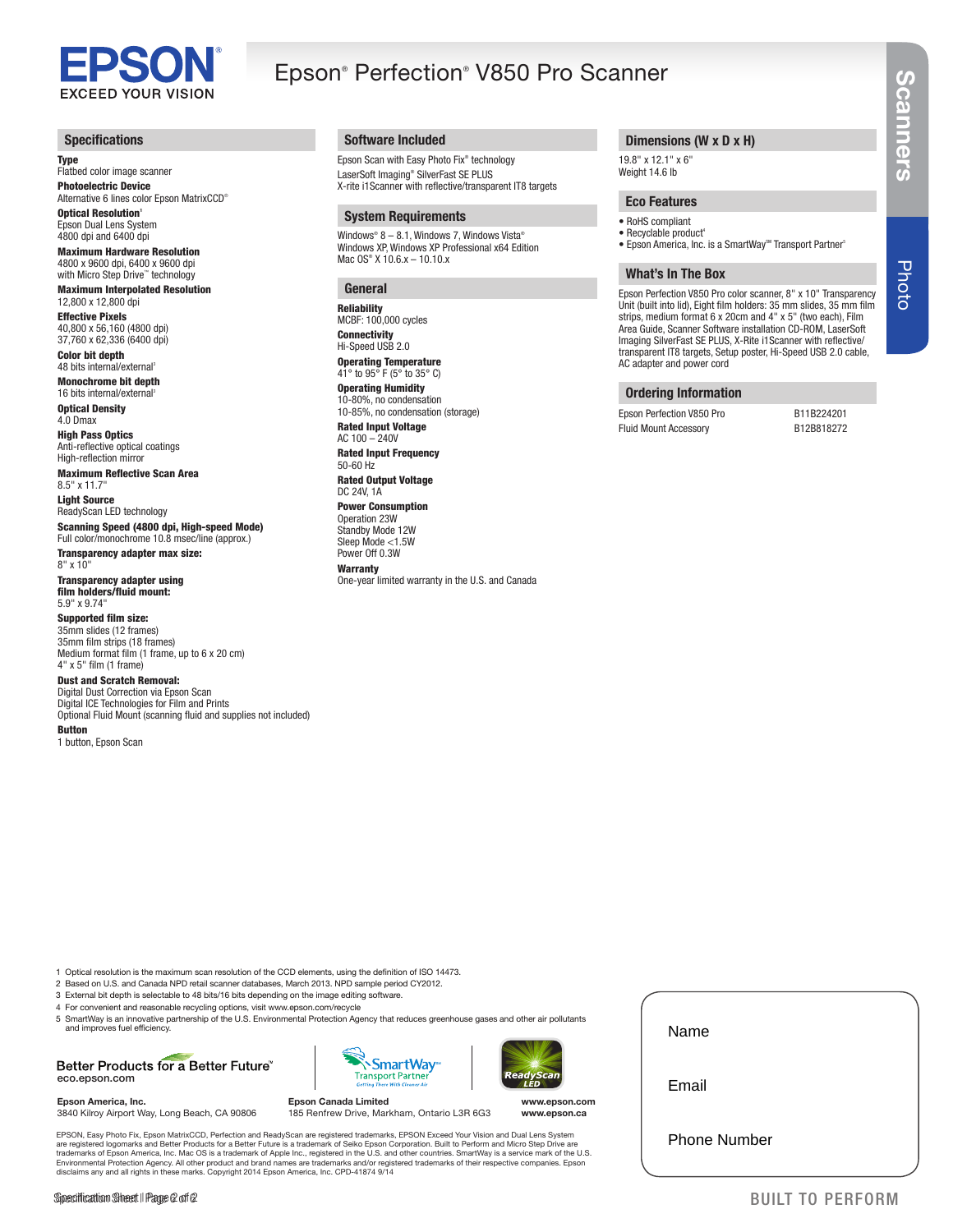EPSON
EXCEED YOUR VISION

# Epson® Perfection® V850 Pro Scanner

Scanners

Photo

## Specifications

**Type**
Flatbed color image scanner

**Photoelectric Device**
Alternative 6 lines color Epson MatrixCCD®

**Optical Resolution**[1]
Epson Dual Lens System
4800 dpi and 6400 dpi

**Maximum Hardware Resolution**
4800 x 9600 dpi, 6400 x 9600 dpi
with Micro Step Drive™ technology

**Maximum Interpolated Resolution**
12,800 x 12,800 dpi

**Effective Pixels**
40,800 x 56,160 (4800 dpi)
37,760 x 62,336 (6400 dpi)

**Color bit depth**
48 bits internal/external[3]

**Monochrome bit depth**
16 bits internal/external[3]

**Optical Density**
4.0 Dmax

**High Pass Optics**
Anti-reflective optical coatings
High-reflection mirror

**Maximum Reflective Scan Area**
8.5" x 11.7"

**Light Source**
ReadyScan LED technology

**Scanning Speed (4800 dpi, High-speed Mode)**
Full color/monochrome 10.8 msec/line (approx.)

**Transparency adapter max size:**
8" x 10"

**Transparency adapter using film holders/fluid mount:**
5.9" x 9.74"

**Supported film size:**
35mm slides (12 frames)
35mm film strips (18 frames)
Medium format film (1 frame, up to 6 x 20 cm)
4" x 5" film (1 frame)

**Dust and Scratch Removal:**
Digital Dust Correction via Epson Scan
Digital ICE Technologies for Film and Prints
Optional Fluid Mount (scanning fluid and supplies not included)

**Button**
1 button, Epson Scan

## Software Included

Epson Scan with Easy Photo Fix® technology
LaserSoft Imaging® SilverFast SE PLUS
X-rite i1Scanner with reflective/transparent IT8 targets

## System Requirements

Windows® 8 – 8.1, Windows 7, Windows Vista®
Windows XP, Windows XP Professional x64 Edition
Mac OS® X 10.6.x – 10.10.x

## General

**Reliability**
MCBF: 100,000 cycles

**Connectivity**
Hi-Speed USB 2.0

**Operating Temperature**
41° to 95° F (5° to 35° C)

**Operating Humidity**
10-80%, no condensation
10-85%, no condensation (storage)

**Rated Input Voltage**
AC 100 – 240V

**Rated Input Frequency**
50-60 Hz

**Rated Output Voltage**
DC 24V, 1A

**Power Consumption**
Operation 23W
Standby Mode 12W
Sleep Mode <1.5W
Power Off 0.3W

**Warranty**
One-year limited warranty in the U.S. and Canada

## Dimensions (W x D x H)

19.8" x 12.1" x 6"
Weight 14.6 lb

## Eco Features

- RoHS compliant
- Recyclable product[4]
- Epson America, Inc. is a SmartWay℠ Transport Partner[5]

## What's In The Box

Epson Perfection V850 Pro color scanner, 8" x 10" Transparency Unit (built into lid), Eight film holders: 35 mm slides, 35 mm film strips, medium format 6 x 20cm and 4" x 5" (two each), Film Area Guide, Scanner Software installation CD-ROM, LaserSoft Imaging SilverFast SE PLUS, X-Rite i1Scanner with reflective/transparent IT8 targets, Setup poster, Hi-Speed USB 2.0 cable, AC adapter and power cord

## Ordering Information

| | |
|---|---|
| Epson Perfection V850 Pro | B11B224201 |
| Fluid Mount Accessory | B12B818272 |

1 Optical resolution is the maximum scan resolution of the CCD elements, using the definition of ISO 14473.
2 Based on U.S. and Canada NPD retail scanner databases, March 2013. NPD sample period CY2012.
3 External bit depth is selectable to 48 bits/16 bits depending on the image editing software.
4 For convenient and reasonable recycling options, visit www.epson.com/recycle
5 SmartWay is an innovative partnership of the U.S. Environmental Protection Agency that reduces greenhouse gases and other air pollutants and improves fuel efficiency.

Better Products for a Better Future™
eco.epson.com

SmartWay Transport Partner

ReadyScan LED

**Epson America, Inc.**
3840 Kilroy Airport Way, Long Beach, CA 90806

**Epson Canada Limited**
185 Renfrew Drive, Markham, Ontario L3R 6G3

**www.epson.com**
**www.epson.ca**

EPSON, Easy Photo Fix, Epson MatrixCCD, Perfection and ReadyScan are registered trademarks, EPSON Exceed Your Vision and Dual Lens System are registered logomarks and Better Products for a Better Future is a trademark of Seiko Epson Corporation. Built to Perform and Micro Step Drive are trademarks of Epson America, Inc. Mac OS is a trademark of Apple Inc., registered in the U.S. and other countries. SmartWay is a service mark of the U.S. Environmental Protection Agency. All other product and brand names are trademarks and/or registered trademarks of their respective companies. Epson disclaims any and all rights in these marks. Copyright 2014 Epson America, Inc. CPD-41874 9/14

Name

Email

Phone Number

BUILT TO PERFORM